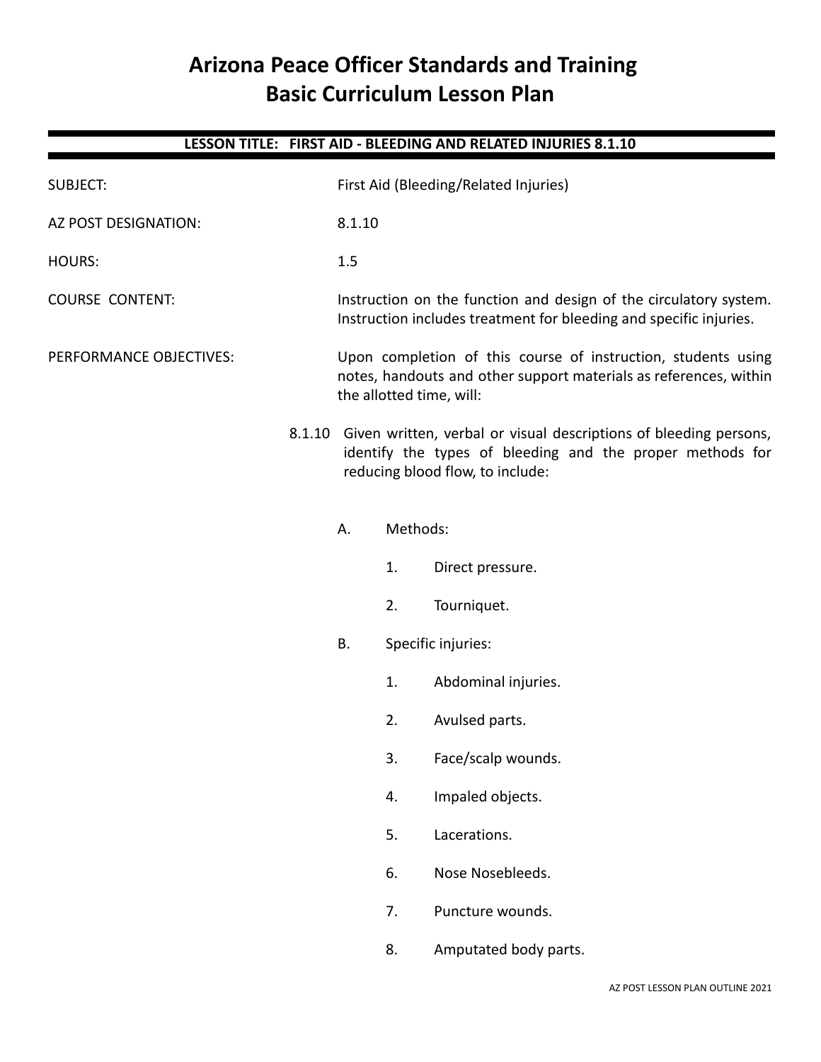# Arizona Peace Officer Standards and Training
# Basic Curriculum Lesson Plan

**LESSON TITLE: FIRST AID - BLEEDING AND RELATED INJURIES 8.1.10**

SUBJECT: First Aid (Bleeding/Related Injuries)

AZ POST DESIGNATION: 8.1.10

HOURS: 1.5

COURSE CONTENT: Instruction on the function and design of the circulatory system. Instruction includes treatment for bleeding and specific injuries.

PERFORMANCE OBJECTIVES: Upon completion of this course of instruction, students using notes, handouts and other support materials as references, within the allotted time, will:

8.1.10 Given written, verbal or visual descriptions of bleeding persons, identify the types of bleeding and the proper methods for reducing blood flow, to include:

A. Methods:

1. Direct pressure.
2. Tourniquet.

B. Specific injuries:

1. Abdominal injuries.
2. Avulsed parts.
3. Face/scalp wounds.
4. Impaled objects.
5. Lacerations.
6. Nose Nosebleeds.
7. Puncture wounds.
8. Amputated body parts.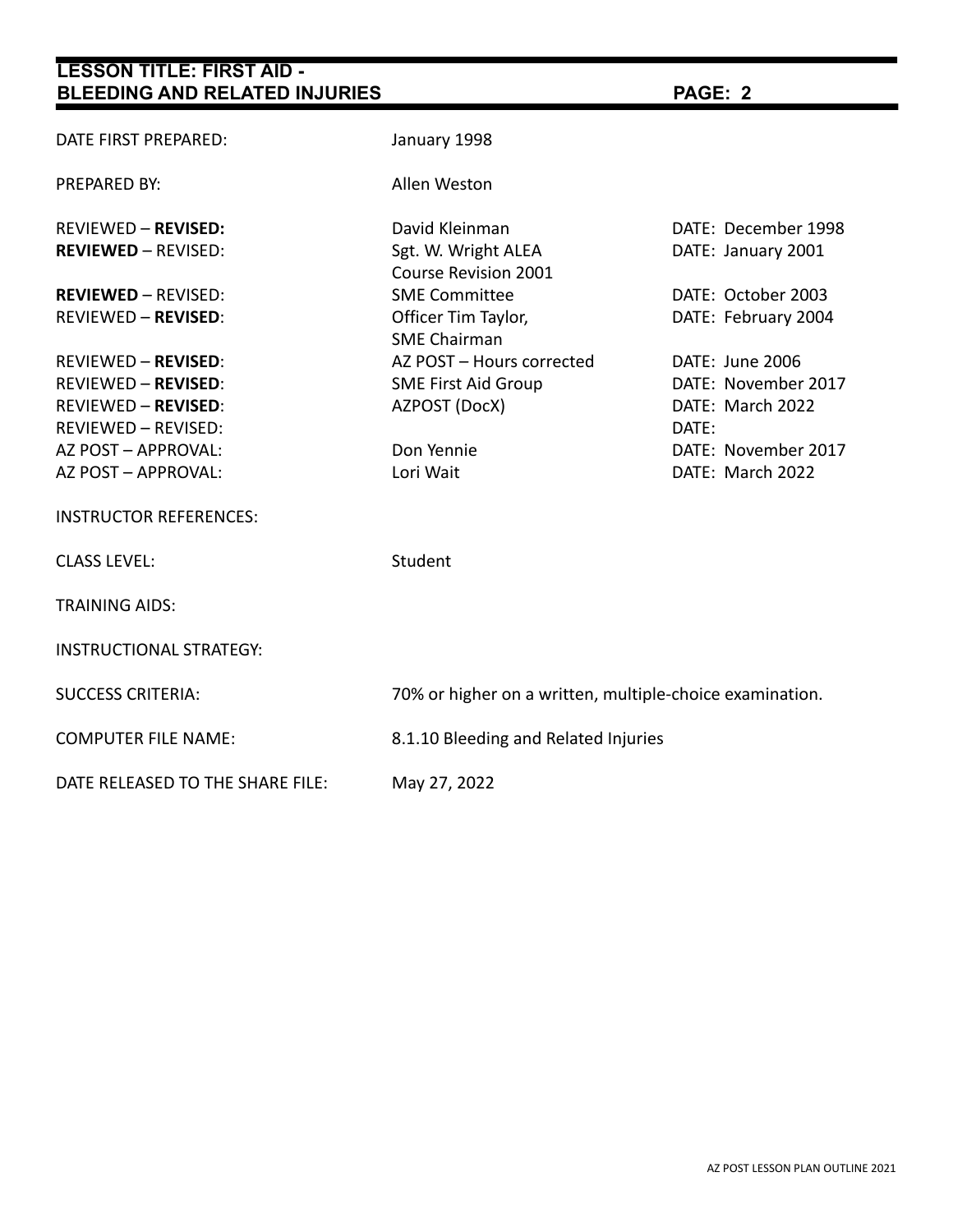| | | |
|---|---|---|
| DATE FIRST PREPARED: | January 1998 | |
| PREPARED BY: | Allen Weston | |
| REVIEWED – **REVISED:** | David Kleinman | DATE: December 1998 |
| **REVIEWED** – REVISED: | Sgt. W. Wright ALEA<br>Course Revision 2001 | DATE: January 2001 |
| **REVIEWED** – REVISED: | SME Committee | DATE: October 2003 |
| REVIEWED – **REVISED**: | Officer Tim Taylor,<br>SME Chairman | DATE: February 2004 |
| REVIEWED – **REVISED**: | AZ POST – Hours corrected | DATE: June 2006 |
| REVIEWED – **REVISED**: | SME First Aid Group | DATE: November 2017 |
| REVIEWED – **REVISED**: | AZPOST (DocX) | DATE: March 2022 |
| REVIEWED – REVISED: | | DATE: |
| AZ POST – APPROVAL: | Don Yennie | DATE: November 2017 |
| AZ POST – APPROVAL: | Lori Wait | DATE: March 2022 |
| INSTRUCTOR REFERENCES: | | |
| CLASS LEVEL: | Student | |
| TRAINING AIDS: | | |
| INSTRUCTIONAL STRATEGY: | | |
| SUCCESS CRITERIA: | 70% or higher on a written, multiple-choice examination. | |
| COMPUTER FILE NAME: | 8.1.10 Bleeding and Related Injuries | |
| DATE RELEASED TO THE SHARE FILE: | May 27, 2022 | |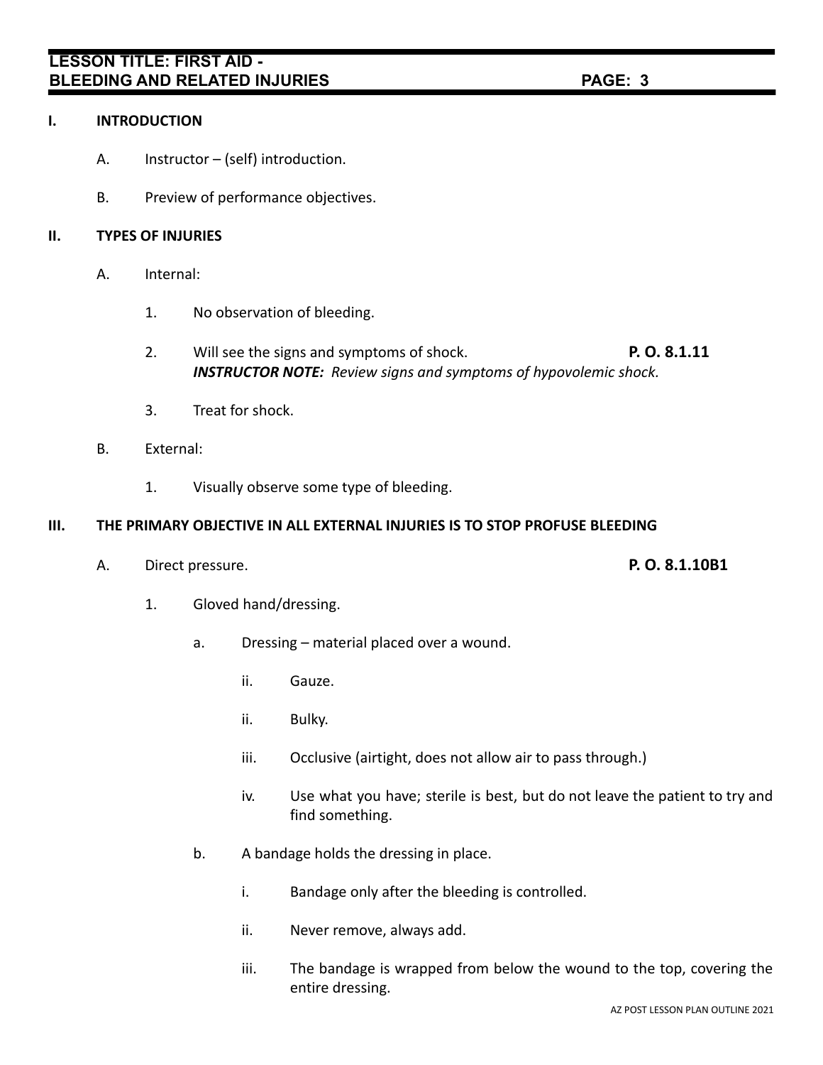## I. INTRODUCTION

A. Instructor – (self) introduction.

B. Preview of performance objectives.

## II. TYPES OF INJURIES

A. Internal:

1. No observation of bleeding.

2. Will see the signs and symptoms of shock. **P. O. 8.1.11**
   ***INSTRUCTOR NOTE:*** *Review signs and symptoms of hypovolemic shock.*

3. Treat for shock.

B. External:

1. Visually observe some type of bleeding.

## III. THE PRIMARY OBJECTIVE IN ALL EXTERNAL INJURIES IS TO STOP PROFUSE BLEEDING

A. Direct pressure. **P. O. 8.1.10B1**

1. Gloved hand/dressing.

   a. Dressing – material placed over a wound.

      ii. Gauze.

      ii. Bulky.

      iii. Occlusive (airtight, does not allow air to pass through.)

      iv. Use what you have; sterile is best, but do not leave the patient to try and find something.

   b. A bandage holds the dressing in place.

      i. Bandage only after the bleeding is controlled.

      ii. Never remove, always add.

      iii. The bandage is wrapped from below the wound to the top, covering the entire dressing.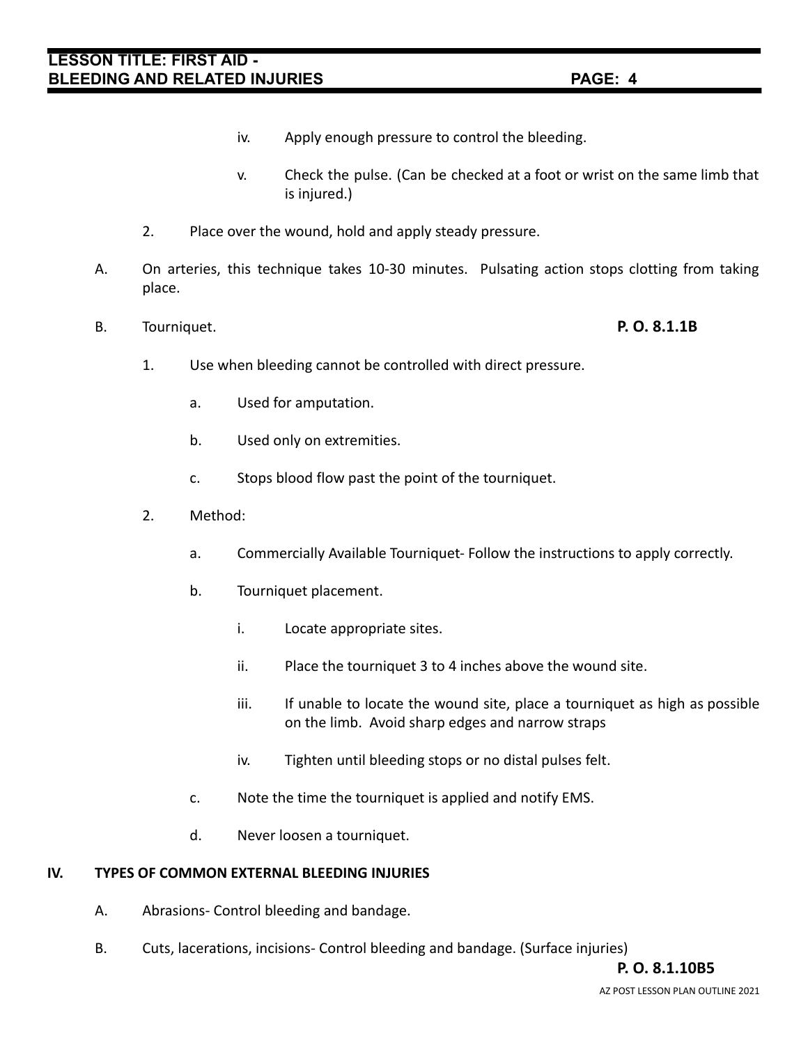iv. Apply enough pressure to control the bleeding.

v. Check the pulse. (Can be checked at a foot or wrist on the same limb that is injured.)

2. Place over the wound, hold and apply steady pressure.

A. On arteries, this technique takes 10-30 minutes. Pulsating action stops clotting from taking place.

B. Tourniquet. **P. O. 8.1.1B**

1. Use when bleeding cannot be controlled with direct pressure.

   a. Used for amputation.

   b. Used only on extremities.

   c. Stops blood flow past the point of the tourniquet.

2. Method:

   a. Commercially Available Tourniquet- Follow the instructions to apply correctly.

   b. Tourniquet placement.

      i. Locate appropriate sites.

      ii. Place the tourniquet 3 to 4 inches above the wound site.

      iii. If unable to locate the wound site, place a tourniquet as high as possible on the limb. Avoid sharp edges and narrow straps

      iv. Tighten until bleeding stops or no distal pulses felt.

   c. Note the time the tourniquet is applied and notify EMS.

   d. Never loosen a tourniquet.

## IV. TYPES OF COMMON EXTERNAL BLEEDING INJURIES

A. Abrasions- Control bleeding and bandage.

B. Cuts, lacerations, incisions- Control bleeding and bandage. (Surface injuries)

**P. O. 8.1.10B5**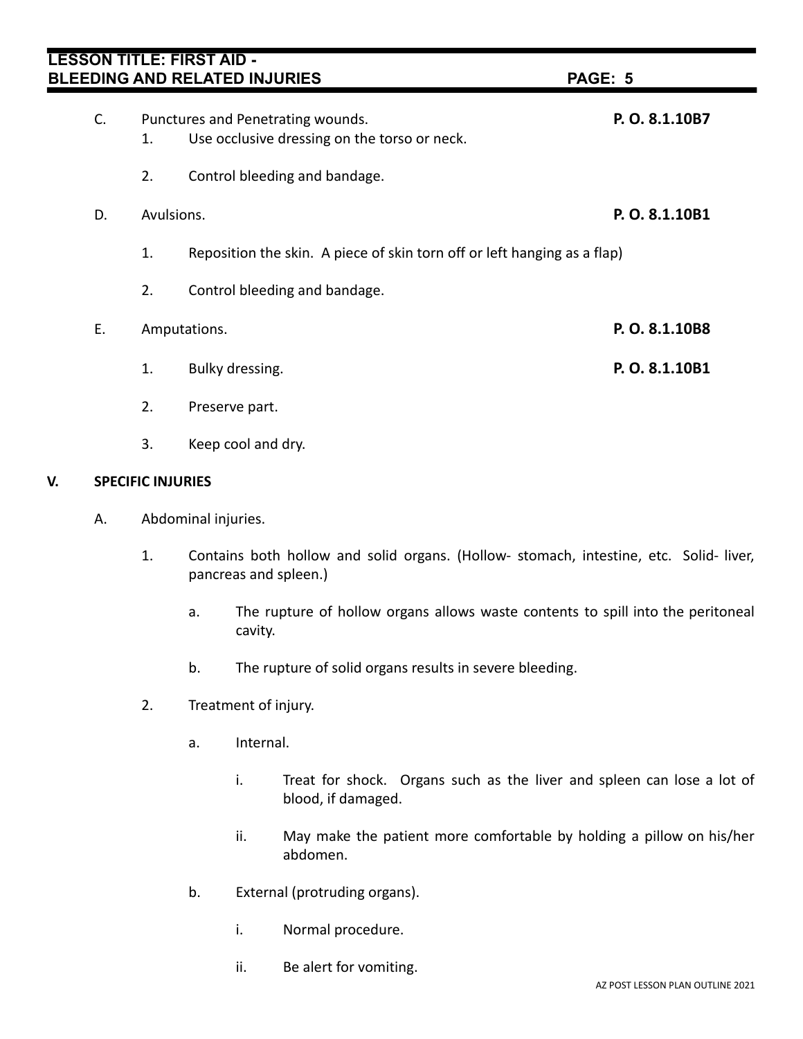C. Punctures and Penetrating wounds. **P. O. 8.1.10B7**

   1. Use occlusive dressing on the torso or neck.

   2. Control bleeding and bandage.

D. Avulsions. **P. O. 8.1.10B1**

   1. Reposition the skin. A piece of skin torn off or left hanging as a flap)

   2. Control bleeding and bandage.

E. Amputations. **P. O. 8.1.10B8**

   1. Bulky dressing. **P. O. 8.1.10B1**

   2. Preserve part.

   3. Keep cool and dry.

## V. SPECIFIC INJURIES

A. Abdominal injuries.

   1. Contains both hollow and solid organs. (Hollow- stomach, intestine, etc. Solid- liver, pancreas and spleen.)

      a. The rupture of hollow organs allows waste contents to spill into the peritoneal cavity.

      b. The rupture of solid organs results in severe bleeding.

   2. Treatment of injury.

      a. Internal.

         i. Treat for shock. Organs such as the liver and spleen can lose a lot of blood, if damaged.

         ii. May make the patient more comfortable by holding a pillow on his/her abdomen.

      b. External (protruding organs).

         i. Normal procedure.

         ii. Be alert for vomiting.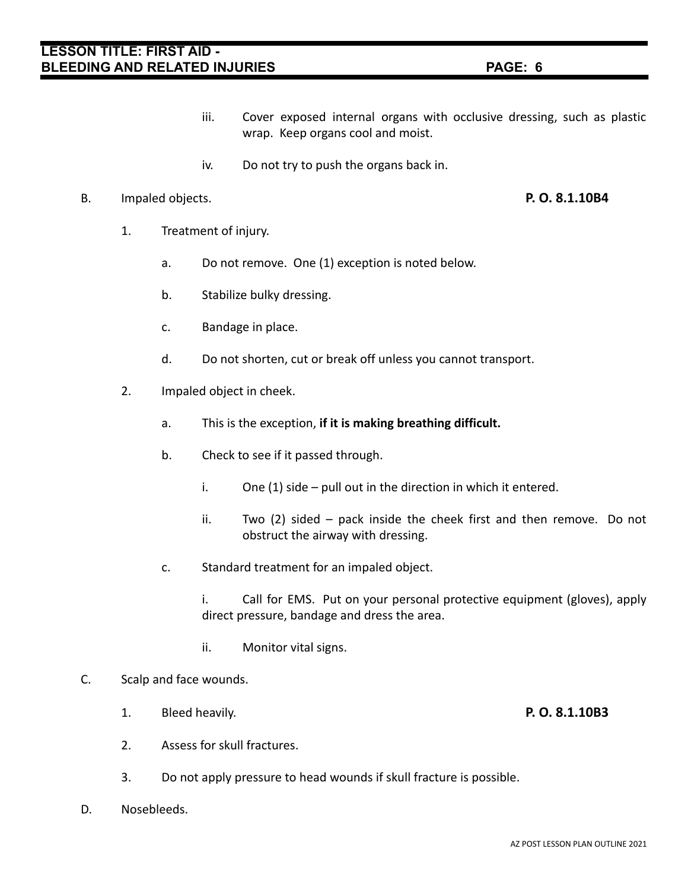iii. Cover exposed internal organs with occlusive dressing, such as plastic wrap. Keep organs cool and moist.

iv. Do not try to push the organs back in.

B. Impaled objects. **P. O. 8.1.10B4**

1. Treatment of injury.

   a. Do not remove. One (1) exception is noted below.

   b. Stabilize bulky dressing.

   c. Bandage in place.

   d. Do not shorten, cut or break off unless you cannot transport.

2. Impaled object in cheek.

   a. This is the exception, **if it is making breathing difficult.**

   b. Check to see if it passed through.

      i. One (1) side – pull out in the direction in which it entered.

      ii. Two (2) sided – pack inside the cheek first and then remove. Do not obstruct the airway with dressing.

   c. Standard treatment for an impaled object.

      i. Call for EMS. Put on your personal protective equipment (gloves), apply direct pressure, bandage and dress the area.

      ii. Monitor vital signs.

C. Scalp and face wounds.

1. Bleed heavily. **P. O. 8.1.10B3**

2. Assess for skull fractures.

3. Do not apply pressure to head wounds if skull fracture is possible.

D. Nosebleeds.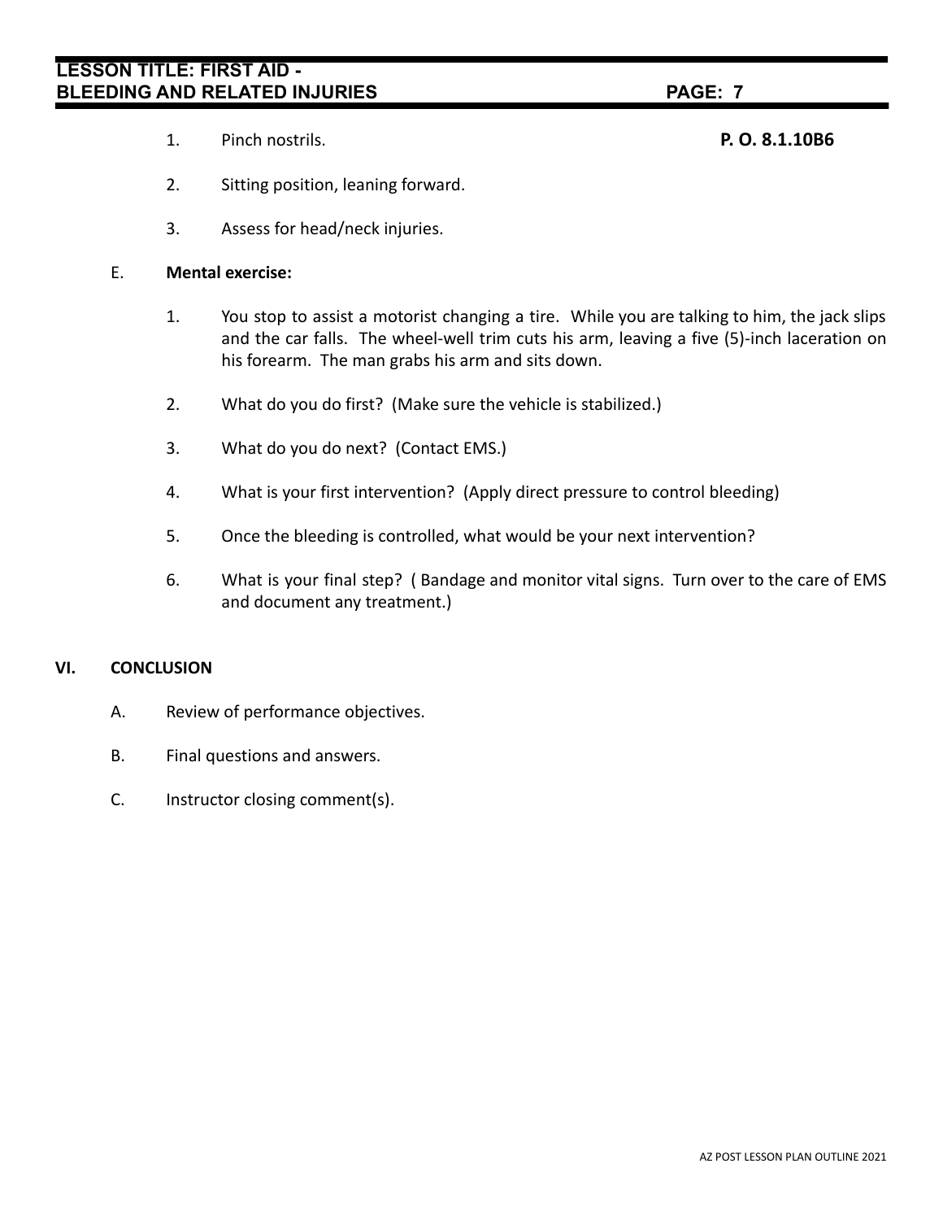1. Pinch nostrils. **P. O. 8.1.10B6**

2. Sitting position, leaning forward.

3. Assess for head/neck injuries.

E. **Mental exercise:**

1. You stop to assist a motorist changing a tire. While you are talking to him, the jack slips and the car falls. The wheel-well trim cuts his arm, leaving a five (5)-inch laceration on his forearm. The man grabs his arm and sits down.

2. What do you do first? (Make sure the vehicle is stabilized.)

3. What do you do next? (Contact EMS.)

4. What is your first intervention? (Apply direct pressure to control bleeding)

5. Once the bleeding is controlled, what would be your next intervention?

6. What is your final step? ( Bandage and monitor vital signs. Turn over to the care of EMS and document any treatment.)

## VI. CONCLUSION

A. Review of performance objectives.

B. Final questions and answers.

C. Instructor closing comment(s).